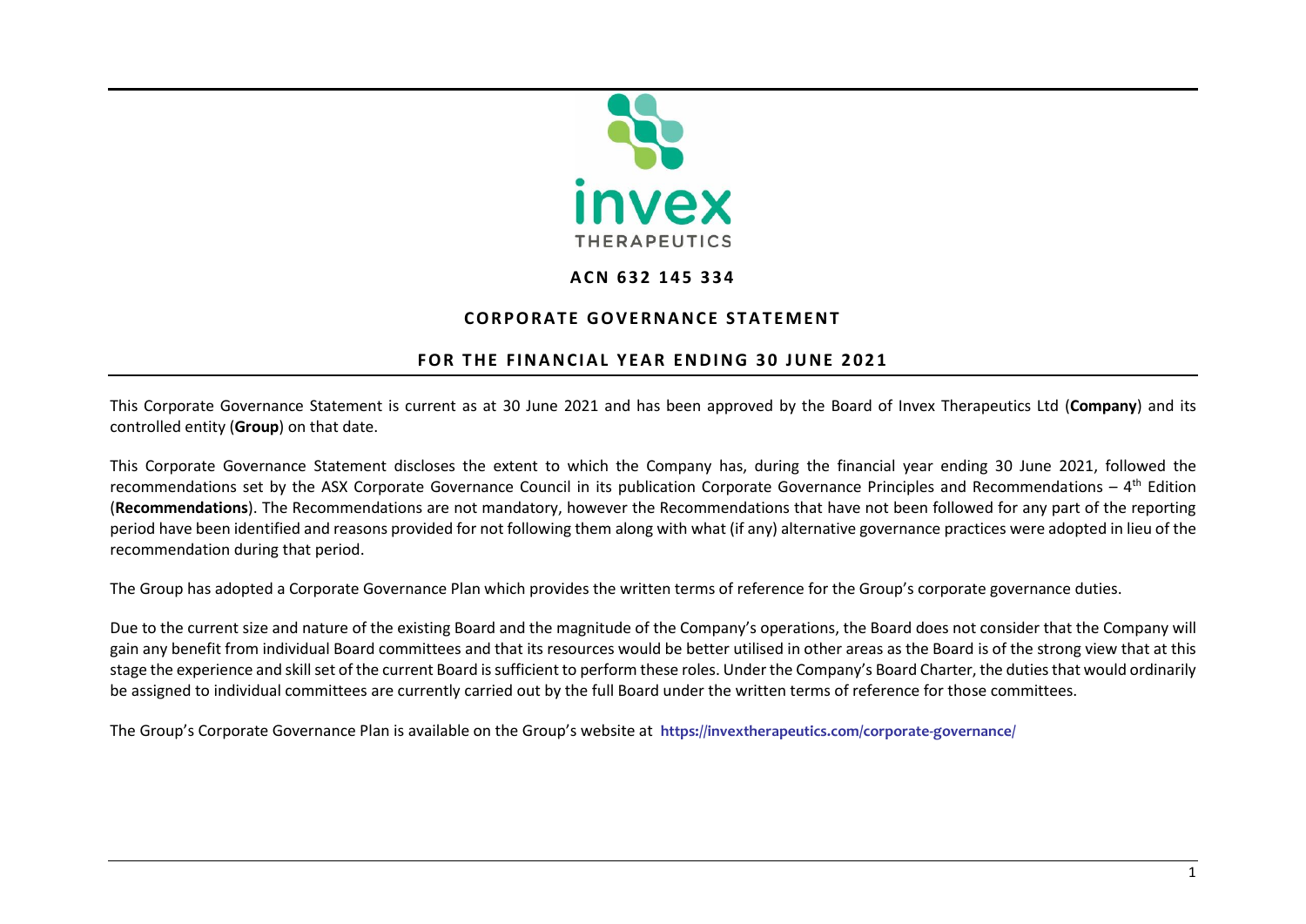invex THERAPEUTICS

**ACN 632 145 334**

# CORPORATE GOVERNANCE STATEMENT

## FOR THE FINANCIAL YEAR ENDING 30 JUNE 2021

This Corporate Governance Statement is current as at 30 June 2021 and has been approved by the Board of Invex Therapeutics Ltd (**Company**) and its controlled entity (**Group**) on that date.

This Corporate Governance Statement discloses the extent to which the Company has, during the financial year ending 30 June 2021, followed the recommendations set by the ASX Corporate Governance Council in its publication Corporate Governance Principles and Recommendations – 4th Edition (**Recommendations**). The Recommendations are not mandatory, however the Recommendations that have not been followed for any part of the reporting period have been identified and reasons provided for not following them along with what (if any) alternative governance practices were adopted in lieu of the recommendation during that period.

The Group has adopted a Corporate Governance Plan which provides the written terms of reference for the Group's corporate governance duties.

Due to the current size and nature of the existing Board and the magnitude of the Company's operations, the Board does not consider that the Company will gain any benefit from individual Board committees and that its resources would be better utilised in other areas as the Board is of the strong view that at this stage the experience and skill set of the current Board is sufficient to perform these roles. Under the Company's Board Charter, the duties that would ordinarily be assigned to individual committees are currently carried out by the full Board under the written terms of reference for those committees.

The Group's Corporate Governance Plan is available on the Group's website at **https://invextherapeutics.com/corporate-governance/**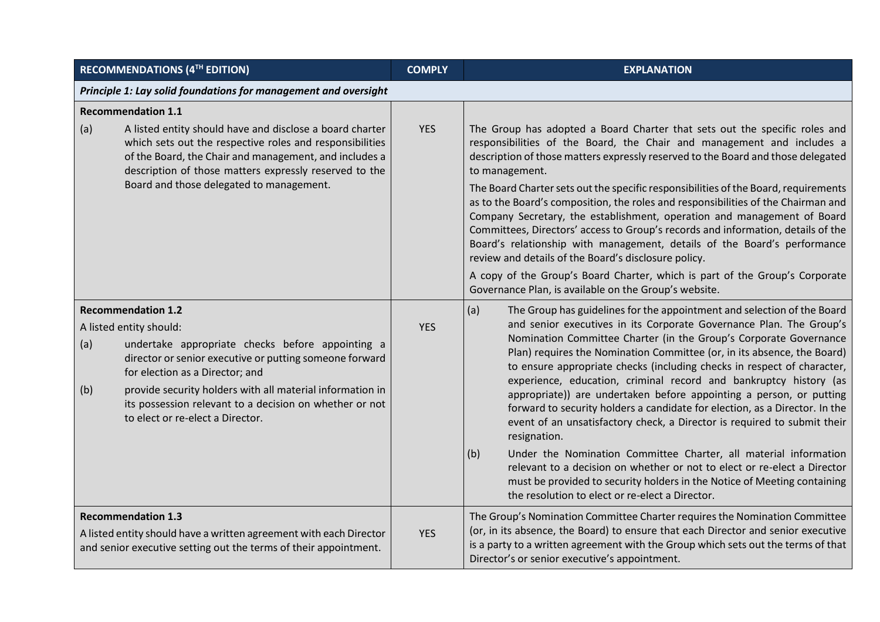| RECOMMENDATIONS (4TH EDITION) | COMPLY | EXPLANATION |
|---|---|---|
| ***Principle 1: Lay solid foundations for management and oversight*** | | |
| **Recommendation 1.1**<br>(a) A listed entity should have and disclose a board charter which sets out the respective roles and responsibilities of the Board, the Chair and management, and includes a description of those matters expressly reserved to the Board and those delegated to management. | YES | The Group has adopted a Board Charter that sets out the specific roles and responsibilities of the Board, the Chair and management and includes a description of those matters expressly reserved to the Board and those delegated to management.<br>The Board Charter sets out the specific responsibilities of the Board, requirements as to the Board's composition, the roles and responsibilities of the Chairman and Company Secretary, the establishment, operation and management of Board Committees, Directors' access to Group's records and information, details of the Board's relationship with management, details of the Board's performance review and details of the Board's disclosure policy.<br>A copy of the Group's Board Charter, which is part of the Group's Corporate Governance Plan, is available on the Group's website. |
| **Recommendation 1.2**<br>A listed entity should:<br>(a) undertake appropriate checks before appointing a director or senior executive or putting someone forward for election as a Director; and<br>(b) provide security holders with all material information in its possession relevant to a decision on whether or not to elect or re-elect a Director. | YES | (a) The Group has guidelines for the appointment and selection of the Board and senior executives in its Corporate Governance Plan. The Group's Nomination Committee Charter (in the Group's Corporate Governance Plan) requires the Nomination Committee (or, in its absence, the Board) to ensure appropriate checks (including checks in respect of character, experience, education, criminal record and bankruptcy history (as appropriate)) are undertaken before appointing a person, or putting forward to security holders a candidate for election, as a Director. In the event of an unsatisfactory check, a Director is required to submit their resignation.<br>(b) Under the Nomination Committee Charter, all material information relevant to a decision on whether or not to elect or re-elect a Director must be provided to security holders in the Notice of Meeting containing the resolution to elect or re-elect a Director. |
| **Recommendation 1.3**<br>A listed entity should have a written agreement with each Director and senior executive setting out the terms of their appointment. | YES | The Group's Nomination Committee Charter requires the Nomination Committee (or, in its absence, the Board) to ensure that each Director and senior executive is a party to a written agreement with the Group which sets out the terms of that Director's or senior executive's appointment. |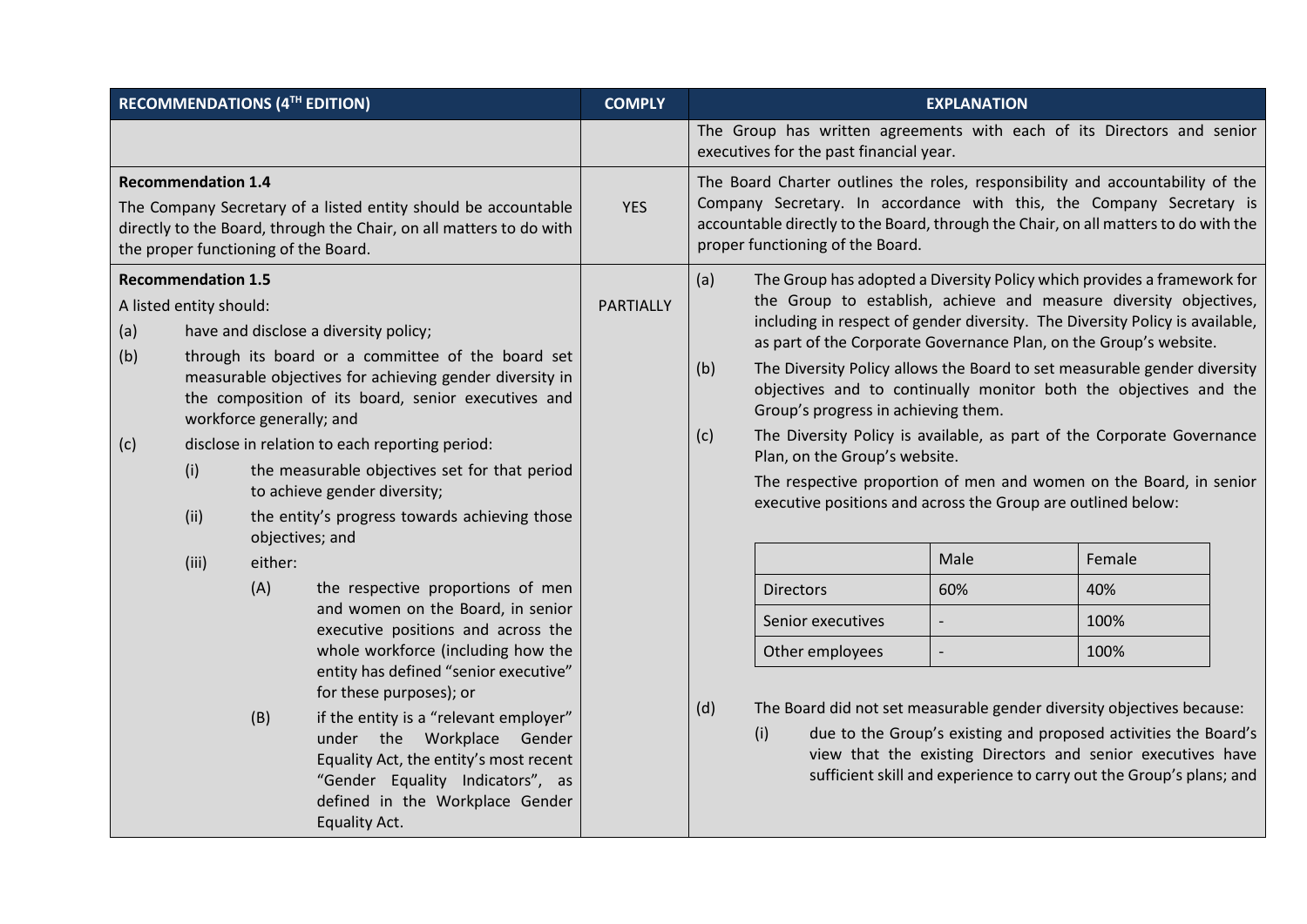| RECOMMENDATIONS (4[TH] EDITION) | COMPLY | EXPLANATION |
|---|---|---|
| | | The Group has written agreements with each of its Directors and senior executives for the past financial year. |
| **Recommendation 1.4**<br>The Company Secretary of a listed entity should be accountable directly to the Board, through the Chair, on all matters to do with the proper functioning of the Board. | YES | The Board Charter outlines the roles, responsibility and accountability of the Company Secretary. In accordance with this, the Company Secretary is accountable directly to the Board, through the Chair, on all matters to do with the proper functioning of the Board. |
| **Recommendation 1.5**<br>A listed entity should:<br>(a) have and disclose a diversity policy;<br>(b) through its board or a committee of the board set measurable objectives for achieving gender diversity in the composition of its board, senior executives and workforce generally; and<br>(c) disclose in relation to each reporting period:<br>(i) the measurable objectives set for that period to achieve gender diversity;<br>(ii) the entity's progress towards achieving those objectives; and<br>(iii) either:<br>(A) the respective proportions of men and women on the Board, in senior executive positions and across the whole workforce (including how the entity has defined "senior executive" for these purposes); or<br>(B) if the entity is a "relevant employer" under the Workplace Gender Equality Act, the entity's most recent "Gender Equality Indicators", as defined in the Workplace Gender Equality Act. | PARTIALLY | (a) The Group has adopted a Diversity Policy which provides a framework for the Group to establish, achieve and measure diversity objectives, including in respect of gender diversity. The Diversity Policy is available, as part of the Corporate Governance Plan, on the Group's website.<br>(b) The Diversity Policy allows the Board to set measurable gender diversity objectives and to continually monitor both the objectives and the Group's progress in achieving them.<br>(c) The Diversity Policy is available, as part of the Corporate Governance Plan, on the Group's website.<br>The respective proportion of men and women on the Board, in senior executive positions and across the Group are outlined below:<br><br>Directors: Male 60%, Female 40%<br>Senior executives: Male -, Female 100%<br>Other employees: Male -, Female 100%<br><br>(d) The Board did not set measurable gender diversity objectives because:<br>(i) due to the Group's existing and proposed activities the Board's view that the existing Directors and senior executives have sufficient skill and experience to carry out the Group's plans; and |

| | Male | Female |
|---|---|---|
| Directors | 60% | 40% |
| Senior executives | - | 100% |
| Other employees | - | 100% |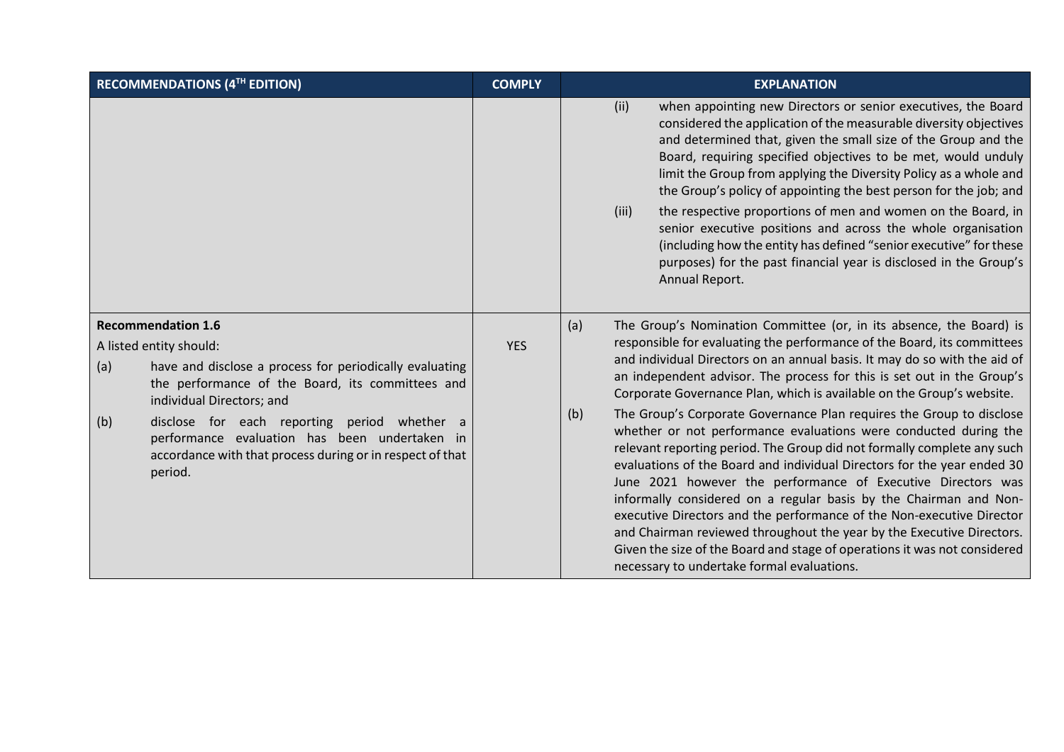| RECOMMENDATIONS (4[TH] EDITION) | COMPLY | EXPLANATION |
|---|---|---|
| | | (ii) when appointing new Directors or senior executives, the Board considered the application of the measurable diversity objectives and determined that, given the small size of the Group and the Board, requiring specified objectives to be met, would unduly limit the Group from applying the Diversity Policy as a whole and the Group's policy of appointing the best person for the job; and<br><br>(iii) the respective proportions of men and women on the Board, in senior executive positions and across the whole organisation (including how the entity has defined "senior executive" for these purposes) for the past financial year is disclosed in the Group's Annual Report. |
| **Recommendation 1.6**<br><br>A listed entity should:<br><br>(a) have and disclose a process for periodically evaluating the performance of the Board, its committees and individual Directors; and<br><br>(b) disclose for each reporting period whether a performance evaluation has been undertaken in accordance with that process during or in respect of that period. | YES | (a) The Group's Nomination Committee (or, in its absence, the Board) is responsible for evaluating the performance of the Board, its committees and individual Directors on an annual basis. It may do so with the aid of an independent advisor. The process for this is set out in the Group's Corporate Governance Plan, which is available on the Group's website.<br><br>(b) The Group's Corporate Governance Plan requires the Group to disclose whether or not performance evaluations were conducted during the relevant reporting period. The Group did not formally complete any such evaluations of the Board and individual Directors for the year ended 30 June 2021 however the performance of Executive Directors was informally considered on a regular basis by the Chairman and Non-executive Directors and the performance of the Non-executive Director and Chairman reviewed throughout the year by the Executive Directors. Given the size of the Board and stage of operations it was not considered necessary to undertake formal evaluations. |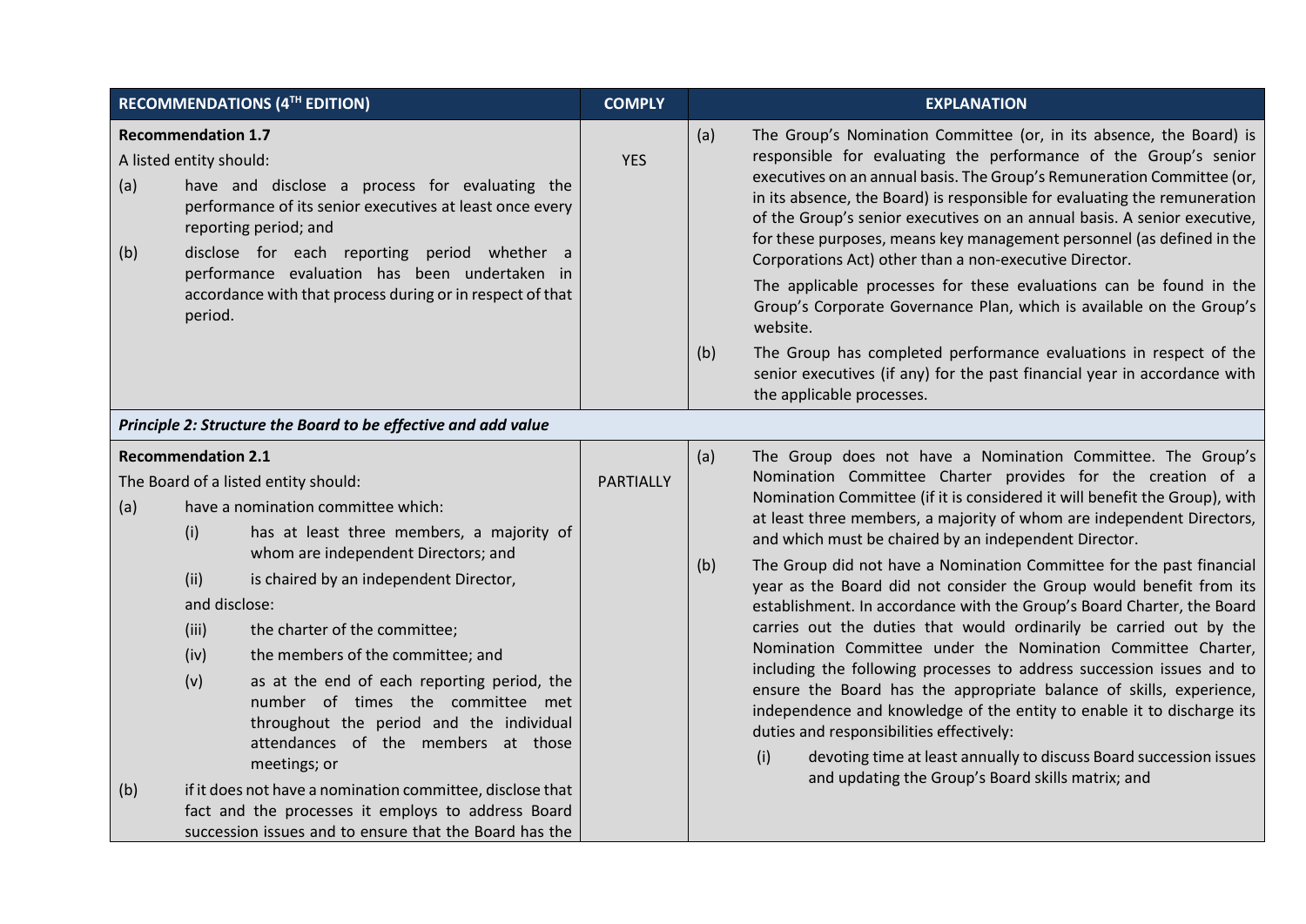| RECOMMENDATIONS (4TH EDITION) | COMPLY | EXPLANATION |
|---|---|---|
| **Recommendation 1.7**<br>A listed entity should:<br>(a) have and disclose a process for evaluating the performance of its senior executives at least once every reporting period; and<br>(b) disclose for each reporting period whether a performance evaluation has been undertaken in accordance with that process during or in respect of that period. | YES | (a) The Group's Nomination Committee (or, in its absence, the Board) is responsible for evaluating the performance of the Group's senior executives on an annual basis. The Group's Remuneration Committee (or, in its absence, the Board) is responsible for evaluating the remuneration of the Group's senior executives on an annual basis. A senior executive, for these purposes, means key management personnel (as defined in the Corporations Act) other than a non-executive Director.<br>The applicable processes for these evaluations can be found in the Group's Corporate Governance Plan, which is available on the Group's website.<br>(b) The Group has completed performance evaluations in respect of the senior executives (if any) for the past financial year in accordance with the applicable processes. |
| ***Principle 2: Structure the Board to be effective and add value*** | | |
| **Recommendation 2.1**<br>The Board of a listed entity should:<br>(a) have a nomination committee which:<br>(i) has at least three members, a majority of whom are independent Directors; and<br>(ii) is chaired by an independent Director,<br>and disclose:<br>(iii) the charter of the committee;<br>(iv) the members of the committee; and<br>(v) as at the end of each reporting period, the number of times the committee met throughout the period and the individual attendances of the members at those meetings; or<br>(b) if it does not have a nomination committee, disclose that fact and the processes it employs to address Board succession issues and to ensure that the Board has the | PARTIALLY | (a) The Group does not have a Nomination Committee. The Group's Nomination Committee Charter provides for the creation of a Nomination Committee (if it is considered it will benefit the Group), with at least three members, a majority of whom are independent Directors, and which must be chaired by an independent Director.<br>(b) The Group did not have a Nomination Committee for the past financial year as the Board did not consider the Group would benefit from its establishment. In accordance with the Group's Board Charter, the Board carries out the duties that would ordinarily be carried out by the Nomination Committee under the Nomination Committee Charter, including the following processes to address succession issues and to ensure the Board has the appropriate balance of skills, experience, independence and knowledge of the entity to enable it to discharge its duties and responsibilities effectively:<br>(i) devoting time at least annually to discuss Board succession issues and updating the Group's Board skills matrix; and |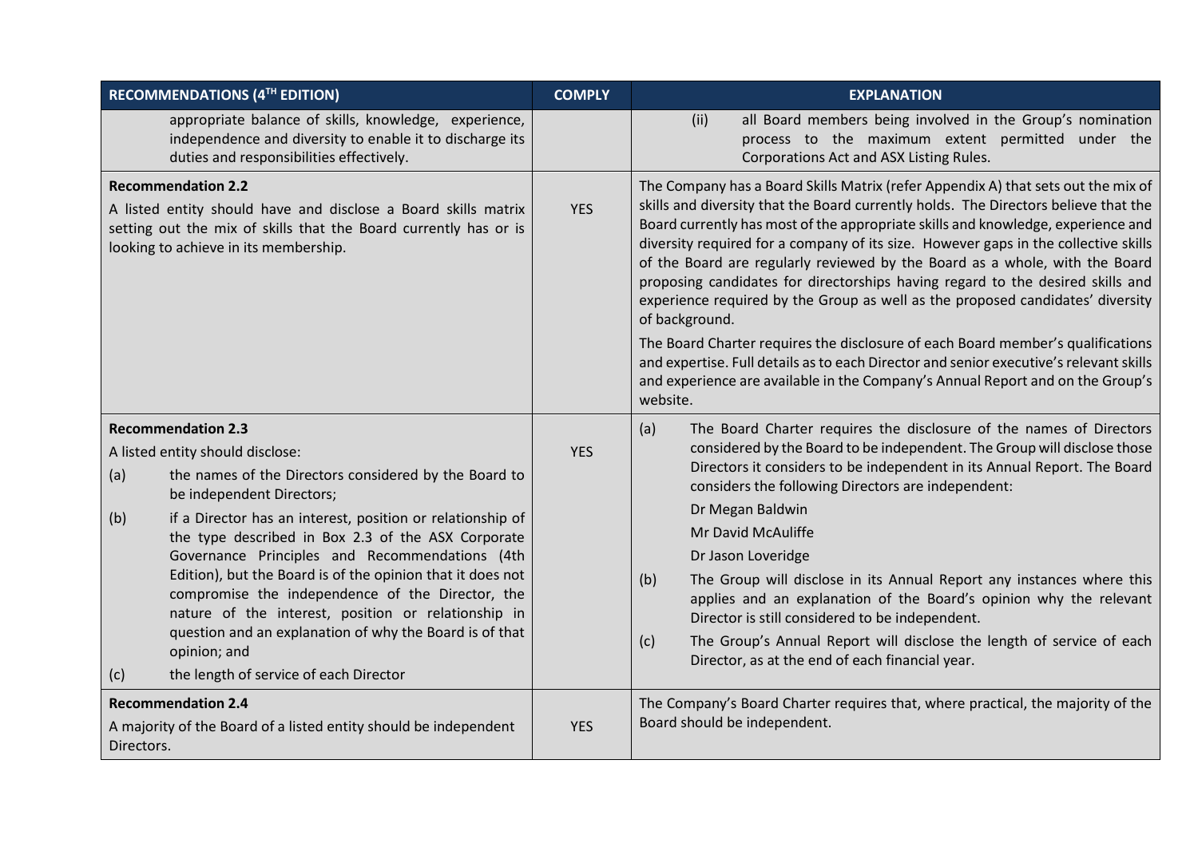| RECOMMENDATIONS (4[TH] EDITION) | COMPLY | EXPLANATION |
|---|---|---|
| appropriate balance of skills, knowledge, experience, independence and diversity to enable it to discharge its duties and responsibilities effectively. | | (ii) all Board members being involved in the Group's nomination process to the maximum extent permitted under the Corporations Act and ASX Listing Rules. |
| **Recommendation 2.2**<br>A listed entity should have and disclose a Board skills matrix setting out the mix of skills that the Board currently has or is looking to achieve in its membership. | YES | The Company has a Board Skills Matrix (refer Appendix A) that sets out the mix of skills and diversity that the Board currently holds. The Directors believe that the Board currently has most of the appropriate skills and knowledge, experience and diversity required for a company of its size. However gaps in the collective skills of the Board are regularly reviewed by the Board as a whole, with the Board proposing candidates for directorships having regard to the desired skills and experience required by the Group as well as the proposed candidates' diversity of background.<br>The Board Charter requires the disclosure of each Board member's qualifications and expertise. Full details as to each Director and senior executive's relevant skills and experience are available in the Company's Annual Report and on the Group's website. |
| **Recommendation 2.3**<br>A listed entity should disclose:<br>(a) the names of the Directors considered by the Board to be independent Directors;<br>(b) if a Director has an interest, position or relationship of the type described in Box 2.3 of the ASX Corporate Governance Principles and Recommendations (4th Edition), but the Board is of the opinion that it does not compromise the independence of the Director, the nature of the interest, position or relationship in question and an explanation of why the Board is of that opinion; and<br>(c) the length of service of each Director | YES | (a) The Board Charter requires the disclosure of the names of Directors considered by the Board to be independent. The Group will disclose those Directors it considers to be independent in its Annual Report. The Board considers the following Directors are independent:<br>Dr Megan Baldwin<br>Mr David McAuliffe<br>Dr Jason Loveridge<br>(b) The Group will disclose in its Annual Report any instances where this applies and an explanation of the Board's opinion why the relevant Director is still considered to be independent.<br>(c) The Group's Annual Report will disclose the length of service of each Director, as at the end of each financial year. |
| **Recommendation 2.4**<br>A majority of the Board of a listed entity should be independent Directors. | YES | The Company's Board Charter requires that, where practical, the majority of the Board should be independent. |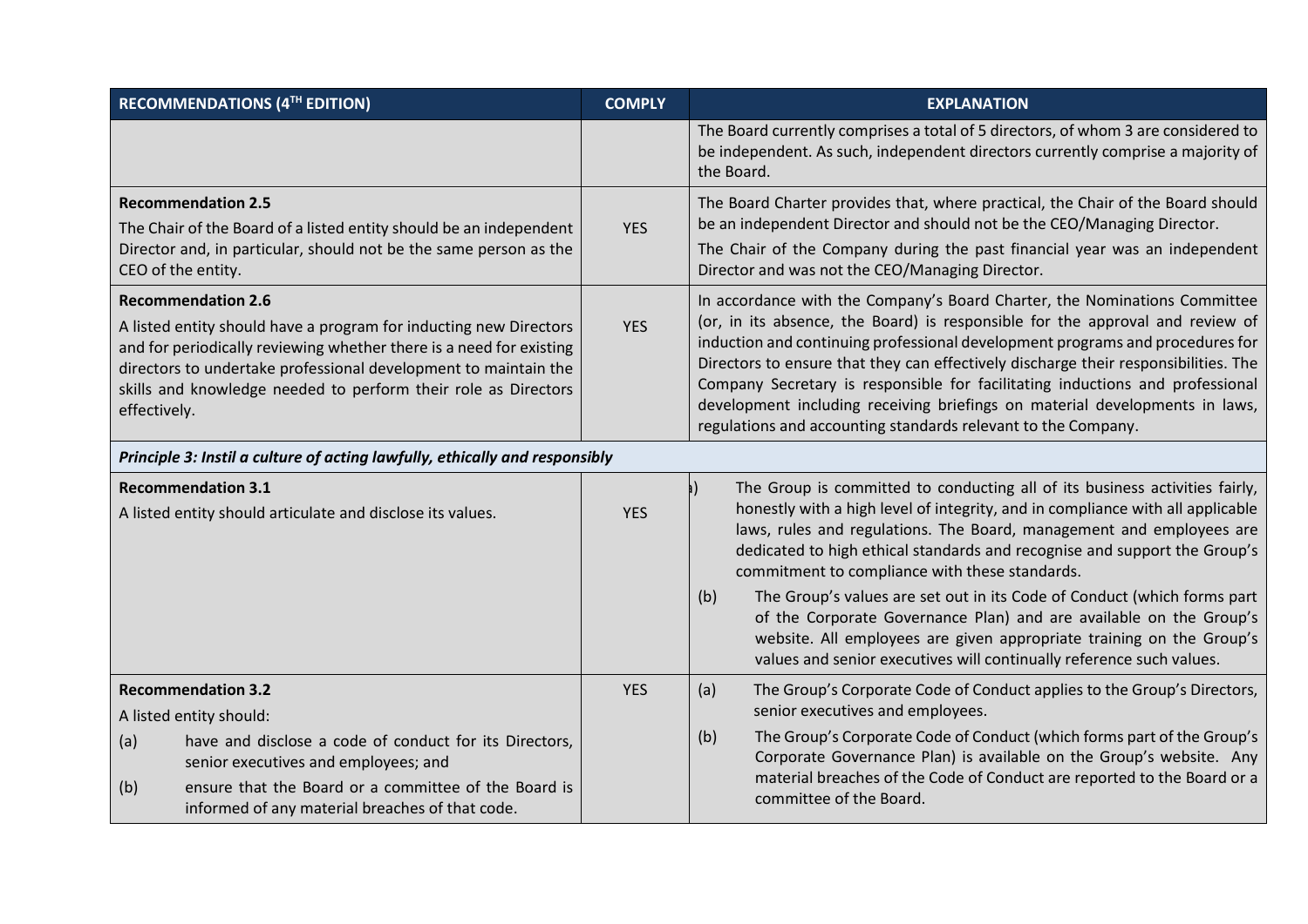| RECOMMENDATIONS (4TH EDITION) | COMPLY | EXPLANATION |
|---|---|---|
| | | The Board currently comprises a total of 5 directors, of whom 3 are considered to be independent. As such, independent directors currently comprise a majority of the Board. |
| **Recommendation 2.5**<br>The Chair of the Board of a listed entity should be an independent Director and, in particular, should not be the same person as the CEO of the entity. | YES | The Board Charter provides that, where practical, the Chair of the Board should be an independent Director and should not be the CEO/Managing Director.<br>The Chair of the Company during the past financial year was an independent Director and was not the CEO/Managing Director. |
| **Recommendation 2.6**<br>A listed entity should have a program for inducting new Directors and for periodically reviewing whether there is a need for existing directors to undertake professional development to maintain the skills and knowledge needed to perform their role as Directors effectively. | YES | In accordance with the Company's Board Charter, the Nominations Committee (or, in its absence, the Board) is responsible for the approval and review of induction and continuing professional development programs and procedures for Directors to ensure that they can effectively discharge their responsibilities. The Company Secretary is responsible for facilitating inductions and professional development including receiving briefings on material developments in laws, regulations and accounting standards relevant to the Company. |
| ***Principle 3: Instil a culture of acting lawfully, ethically and responsibly*** | | |
| **Recommendation 3.1**<br>A listed entity should articulate and disclose its values. | YES | (a) The Group is committed to conducting all of its business activities fairly, honestly with a high level of integrity, and in compliance with all applicable laws, rules and regulations. The Board, management and employees are dedicated to high ethical standards and recognise and support the Group's commitment to compliance with these standards.<br>(b) The Group's values are set out in its Code of Conduct (which forms part of the Corporate Governance Plan) and are available on the Group's website. All employees are given appropriate training on the Group's values and senior executives will continually reference such values. |
| **Recommendation 3.2**<br>A listed entity should:<br>(a) have and disclose a code of conduct for its Directors, senior executives and employees; and<br>(b) ensure that the Board or a committee of the Board is informed of any material breaches of that code. | YES | (a) The Group's Corporate Code of Conduct applies to the Group's Directors, senior executives and employees.<br>(b) The Group's Corporate Code of Conduct (which forms part of the Group's Corporate Governance Plan) is available on the Group's website. Any material breaches of the Code of Conduct are reported to the Board or a committee of the Board. |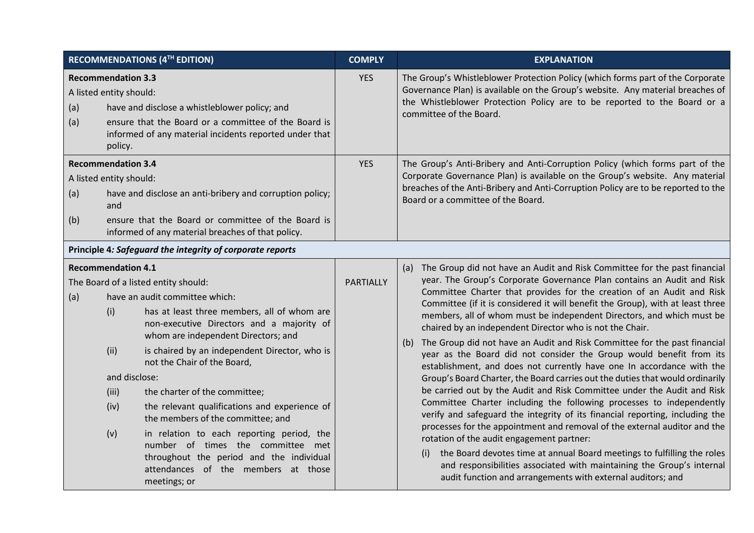| RECOMMENDATIONS (4TH EDITION) | COMPLY | EXPLANATION |
| --- | --- | --- |
| **Recommendation 3.3**<br>A listed entity should:<br>(a) have and disclose a whistleblower policy; and<br>(a) ensure that the Board or a committee of the Board is informed of any material incidents reported under that policy. | YES | The Group's Whistleblower Protection Policy (which forms part of the Corporate Governance Plan) is available on the Group's website. Any material breaches of the Whistleblower Protection Policy are to be reported to the Board or a committee of the Board. |
| **Recommendation 3.4**<br>A listed entity should:<br>(a) have and disclose an anti-bribery and corruption policy; and<br>(b) ensure that the Board or committee of the Board is informed of any material breaches of that policy. | YES | The Group's Anti-Bribery and Anti-Corruption Policy (which forms part of the Corporate Governance Plan) is available on the Group's website. Any material breaches of the Anti-Bribery and Anti-Corruption Policy are to be reported to the Board or a committee of the Board. |
| **Principle 4*: Safeguard the integrity of corporate reports*** | | |
| **Recommendation 4.1**<br>The Board of a listed entity should:<br>(a) have an audit committee which:<br>(i) has at least three members, all of whom are non-executive Directors and a majority of whom are independent Directors; and<br>(ii) is chaired by an independent Director, who is not the Chair of the Board,<br>and disclose:<br>(iii) the charter of the committee;<br>(iv) the relevant qualifications and experience of the members of the committee; and<br>(v) in relation to each reporting period, the number of times the committee met throughout the period and the individual attendances of the members at those meetings; or | PARTIALLY | (a) The Group did not have an Audit and Risk Committee for the past financial year. The Group's Corporate Governance Plan contains an Audit and Risk Committee Charter that provides for the creation of an Audit and Risk Committee (if it is considered it will benefit the Group), with at least three members, all of whom must be independent Directors, and which must be chaired by an independent Director who is not the Chair.<br>(b) The Group did not have an Audit and Risk Committee for the past financial year as the Board did not consider the Group would benefit from its establishment, and does not currently have one In accordance with the Group's Board Charter, the Board carries out the duties that would ordinarily be carried out by the Audit and Risk Committee under the Audit and Risk Committee Charter including the following processes to independently verify and safeguard the integrity of its financial reporting, including the processes for the appointment and removal of the external auditor and the rotation of the audit engagement partner:<br>(i) the Board devotes time at annual Board meetings to fulfilling the roles and responsibilities associated with maintaining the Group's internal audit function and arrangements with external auditors; and |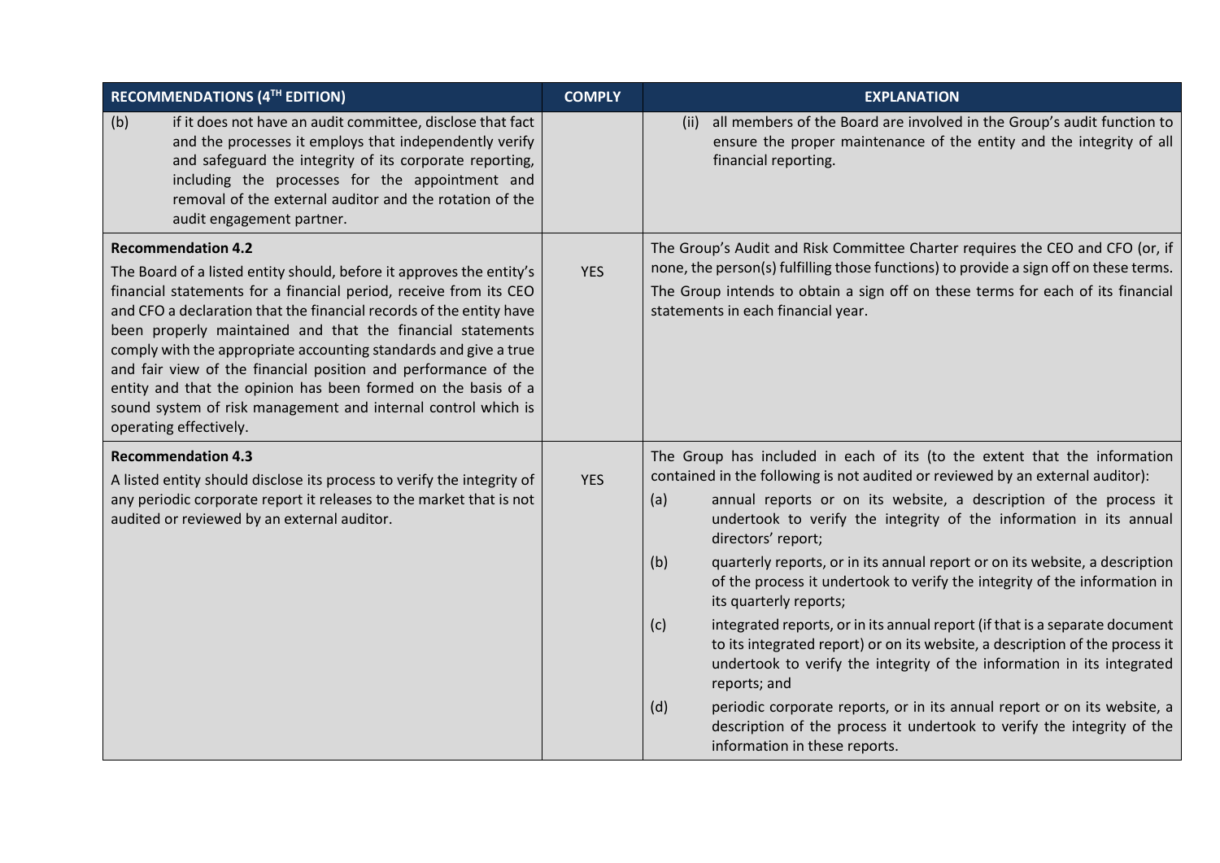| RECOMMENDATIONS (4TH EDITION) | COMPLY | EXPLANATION |
| --- | --- | --- |
| (b) if it does not have an audit committee, disclose that fact and the processes it employs that independently verify and safeguard the integrity of its corporate reporting, including the processes for the appointment and removal of the external auditor and the rotation of the audit engagement partner. | | (ii) all members of the Board are involved in the Group's audit function to ensure the proper maintenance of the entity and the integrity of all financial reporting. |
| **Recommendation 4.2**<br>The Board of a listed entity should, before it approves the entity's financial statements for a financial period, receive from its CEO and CFO a declaration that the financial records of the entity have been properly maintained and that the financial statements comply with the appropriate accounting standards and give a true and fair view of the financial position and performance of the entity and that the opinion has been formed on the basis of a sound system of risk management and internal control which is operating effectively. | YES | The Group's Audit and Risk Committee Charter requires the CEO and CFO (or, if none, the person(s) fulfilling those functions) to provide a sign off on these terms.<br>The Group intends to obtain a sign off on these terms for each of its financial statements in each financial year. |
| **Recommendation 4.3**<br>A listed entity should disclose its process to verify the integrity of any periodic corporate report it releases to the market that is not audited or reviewed by an external auditor. | YES | The Group has included in each of its (to the extent that the information contained in the following is not audited or reviewed by an external auditor):<br>(a) annual reports or on its website, a description of the process it undertook to verify the integrity of the information in its annual directors' report;<br>(b) quarterly reports, or in its annual report or on its website, a description of the process it undertook to verify the integrity of the information in its quarterly reports;<br>(c) integrated reports, or in its annual report (if that is a separate document to its integrated report) or on its website, a description of the process it undertook to verify the integrity of the information in its integrated reports; and<br>(d) periodic corporate reports, or in its annual report or on its website, a description of the process it undertook to verify the integrity of the information in these reports. |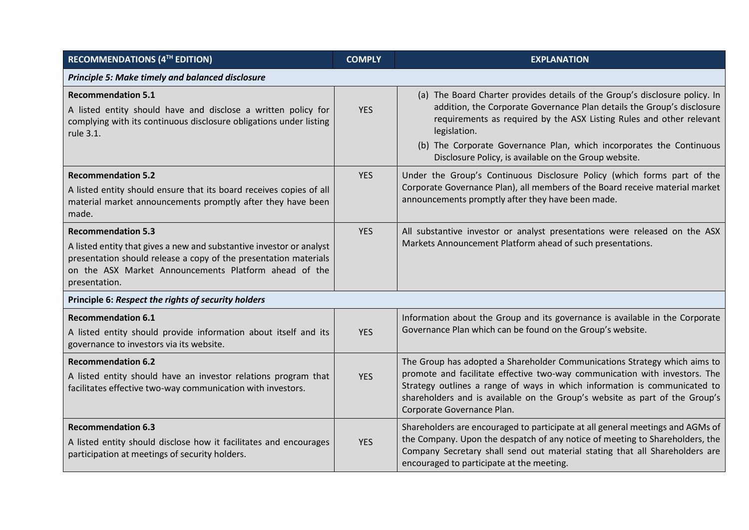| RECOMMENDATIONS (4TH EDITION) | COMPLY | EXPLANATION |
| --- | --- | --- |
| ***Principle 5: Make timely and balanced disclosure*** | | |
| **Recommendation 5.1**<br>A listed entity should have and disclose a written policy for complying with its continuous disclosure obligations under listing rule 3.1. | YES | (a) The Board Charter provides details of the Group's disclosure policy. In addition, the Corporate Governance Plan details the Group's disclosure requirements as required by the ASX Listing Rules and other relevant legislation.<br>(b) The Corporate Governance Plan, which incorporates the Continuous Disclosure Policy, is available on the Group website. |
| **Recommendation 5.2**<br>A listed entity should ensure that its board receives copies of all material market announcements promptly after they have been made. | YES | Under the Group's Continuous Disclosure Policy (which forms part of the Corporate Governance Plan), all members of the Board receive material market announcements promptly after they have been made. |
| **Recommendation 5.3**<br>A listed entity that gives a new and substantive investor or analyst presentation should release a copy of the presentation materials on the ASX Market Announcements Platform ahead of the presentation. | YES | All substantive investor or analyst presentations were released on the ASX Markets Announcement Platform ahead of such presentations. |
| **Principle 6:** ***Respect the rights of security holders*** | | |
| **Recommendation 6.1**<br>A listed entity should provide information about itself and its governance to investors via its website. | YES | Information about the Group and its governance is available in the Corporate Governance Plan which can be found on the Group's website. |
| **Recommendation 6.2**<br>A listed entity should have an investor relations program that facilitates effective two-way communication with investors. | YES | The Group has adopted a Shareholder Communications Strategy which aims to promote and facilitate effective two-way communication with investors. The Strategy outlines a range of ways in which information is communicated to shareholders and is available on the Group's website as part of the Group's Corporate Governance Plan. |
| **Recommendation 6.3**<br>A listed entity should disclose how it facilitates and encourages participation at meetings of security holders. | YES | Shareholders are encouraged to participate at all general meetings and AGMs of the Company. Upon the despatch of any notice of meeting to Shareholders, the Company Secretary shall send out material stating that all Shareholders are encouraged to participate at the meeting. |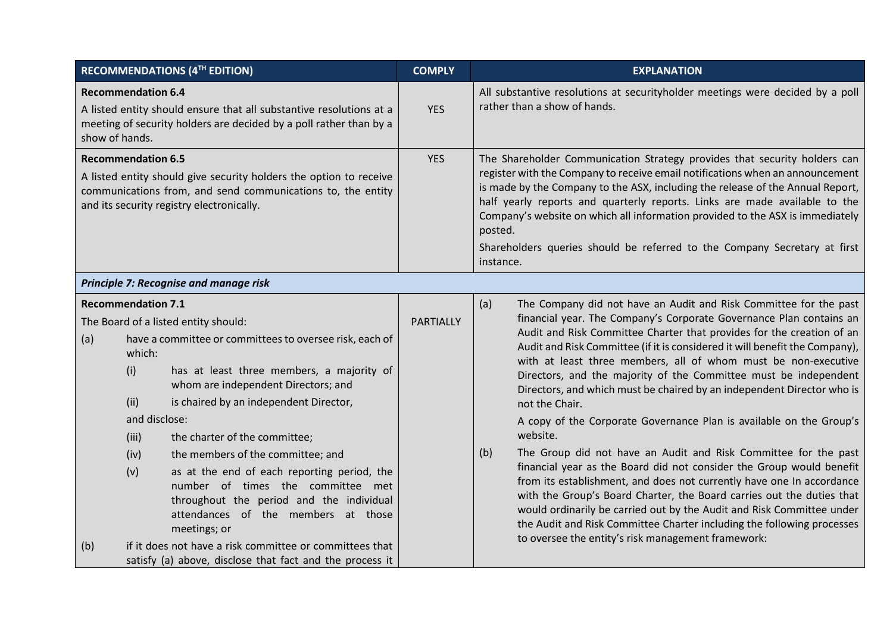| RECOMMENDATIONS (4TH EDITION) | COMPLY | EXPLANATION |
|---|---|---|
| **Recommendation 6.4**<br>A listed entity should ensure that all substantive resolutions at a meeting of security holders are decided by a poll rather than by a show of hands. | YES | All substantive resolutions at securityholder meetings were decided by a poll rather than a show of hands. |
| **Recommendation 6.5**<br>A listed entity should give security holders the option to receive communications from, and send communications to, the entity and its security registry electronically. | YES | The Shareholder Communication Strategy provides that security holders can register with the Company to receive email notifications when an announcement is made by the Company to the ASX, including the release of the Annual Report, half yearly reports and quarterly reports. Links are made available to the Company's website on which all information provided to the ASX is immediately posted.<br>Shareholders queries should be referred to the Company Secretary at first instance. |
| ***Principle 7: Recognise and manage risk*** | | |
| **Recommendation 7.1**<br>The Board of a listed entity should:<br>(a) have a committee or committees to oversee risk, each of which:<br>(i) has at least three members, a majority of whom are independent Directors; and<br>(ii) is chaired by an independent Director,<br>and disclose:<br>(iii) the charter of the committee;<br>(iv) the members of the committee; and<br>(v) as at the end of each reporting period, the number of times the committee met throughout the period and the individual attendances of the members at those meetings; or<br>(b) if it does not have a risk committee or committees that satisfy (a) above, disclose that fact and the process it | PARTIALLY | (a) The Company did not have an Audit and Risk Committee for the past financial year. The Company's Corporate Governance Plan contains an Audit and Risk Committee Charter that provides for the creation of an Audit and Risk Committee (if it is considered it will benefit the Company), with at least three members, all of whom must be non-executive Directors, and the majority of the Committee must be independent Directors, and which must be chaired by an independent Director who is not the Chair.<br>A copy of the Corporate Governance Plan is available on the Group's website.<br>(b) The Group did not have an Audit and Risk Committee for the past financial year as the Board did not consider the Group would benefit from its establishment, and does not currently have one In accordance with the Group's Board Charter, the Board carries out the duties that would ordinarily be carried out by the Audit and Risk Committee under the Audit and Risk Committee Charter including the following processes to oversee the entity's risk management framework: |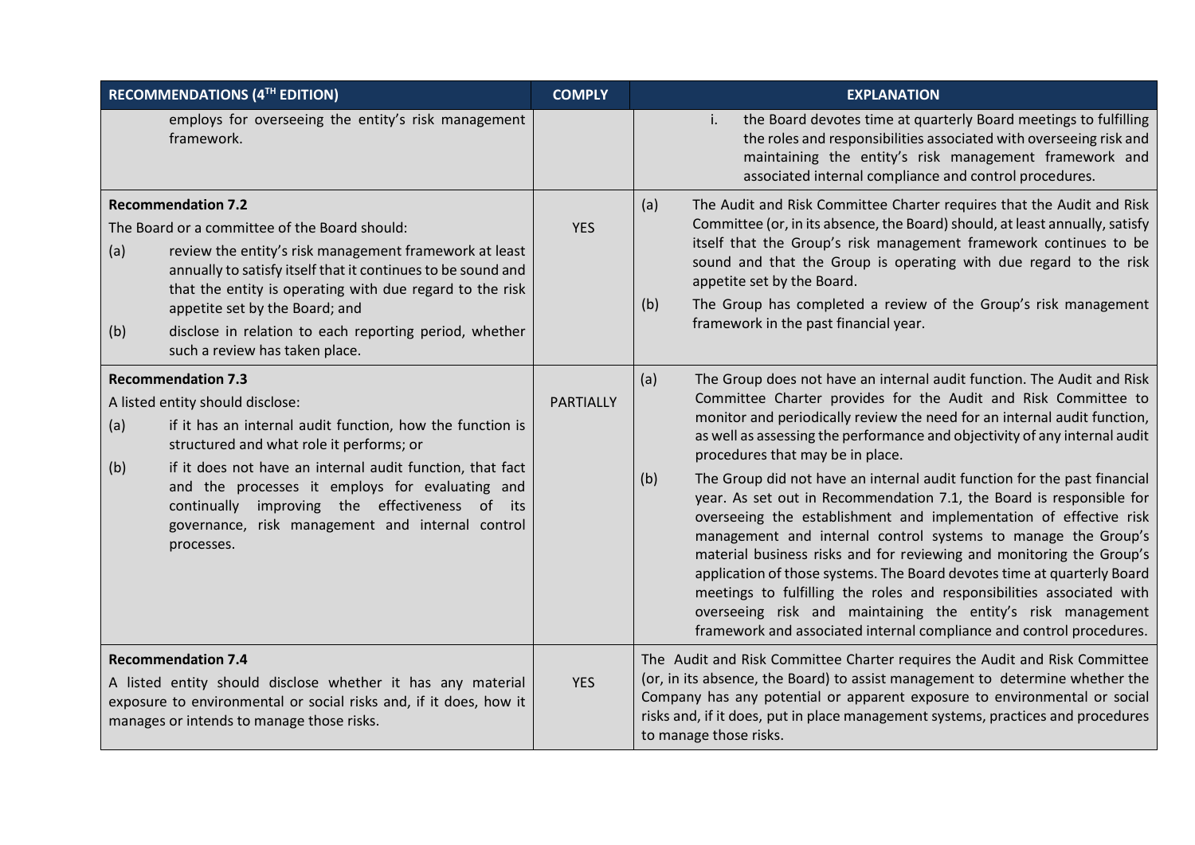| RECOMMENDATIONS (4[TH] EDITION) | COMPLY | EXPLANATION |
| --- | --- | --- |
| employs for overseeing the entity's risk management framework. | | i. the Board devotes time at quarterly Board meetings to fulfilling the roles and responsibilities associated with overseeing risk and maintaining the entity's risk management framework and associated internal compliance and control procedures. |
| **Recommendation 7.2**<br>The Board or a committee of the Board should:<br>(a) review the entity's risk management framework at least annually to satisfy itself that it continues to be sound and that the entity is operating with due regard to the risk appetite set by the Board; and<br>(b) disclose in relation to each reporting period, whether such a review has taken place. | YES | (a) The Audit and Risk Committee Charter requires that the Audit and Risk Committee (or, in its absence, the Board) should, at least annually, satisfy itself that the Group's risk management framework continues to be sound and that the Group is operating with due regard to the risk appetite set by the Board.<br>(b) The Group has completed a review of the Group's risk management framework in the past financial year. |
| **Recommendation 7.3**<br>A listed entity should disclose:<br>(a) if it has an internal audit function, how the function is structured and what role it performs; or<br>(b) if it does not have an internal audit function, that fact and the processes it employs for evaluating and continually improving the effectiveness of its governance, risk management and internal control processes. | PARTIALLY | (a) The Group does not have an internal audit function. The Audit and Risk Committee Charter provides for the Audit and Risk Committee to monitor and periodically review the need for an internal audit function, as well as assessing the performance and objectivity of any internal audit procedures that may be in place.<br>(b) The Group did not have an internal audit function for the past financial year. As set out in Recommendation 7.1, the Board is responsible for overseeing the establishment and implementation of effective risk management and internal control systems to manage the Group's material business risks and for reviewing and monitoring the Group's application of those systems. The Board devotes time at quarterly Board meetings to fulfilling the roles and responsibilities associated with overseeing risk and maintaining the entity's risk management framework and associated internal compliance and control procedures. |
| **Recommendation 7.4**<br>A listed entity should disclose whether it has any material exposure to environmental or social risks and, if it does, how it manages or intends to manage those risks. | YES | The Audit and Risk Committee Charter requires the Audit and Risk Committee (or, in its absence, the Board) to assist management to determine whether the Company has any potential or apparent exposure to environmental or social risks and, if it does, put in place management systems, practices and procedures to manage those risks. |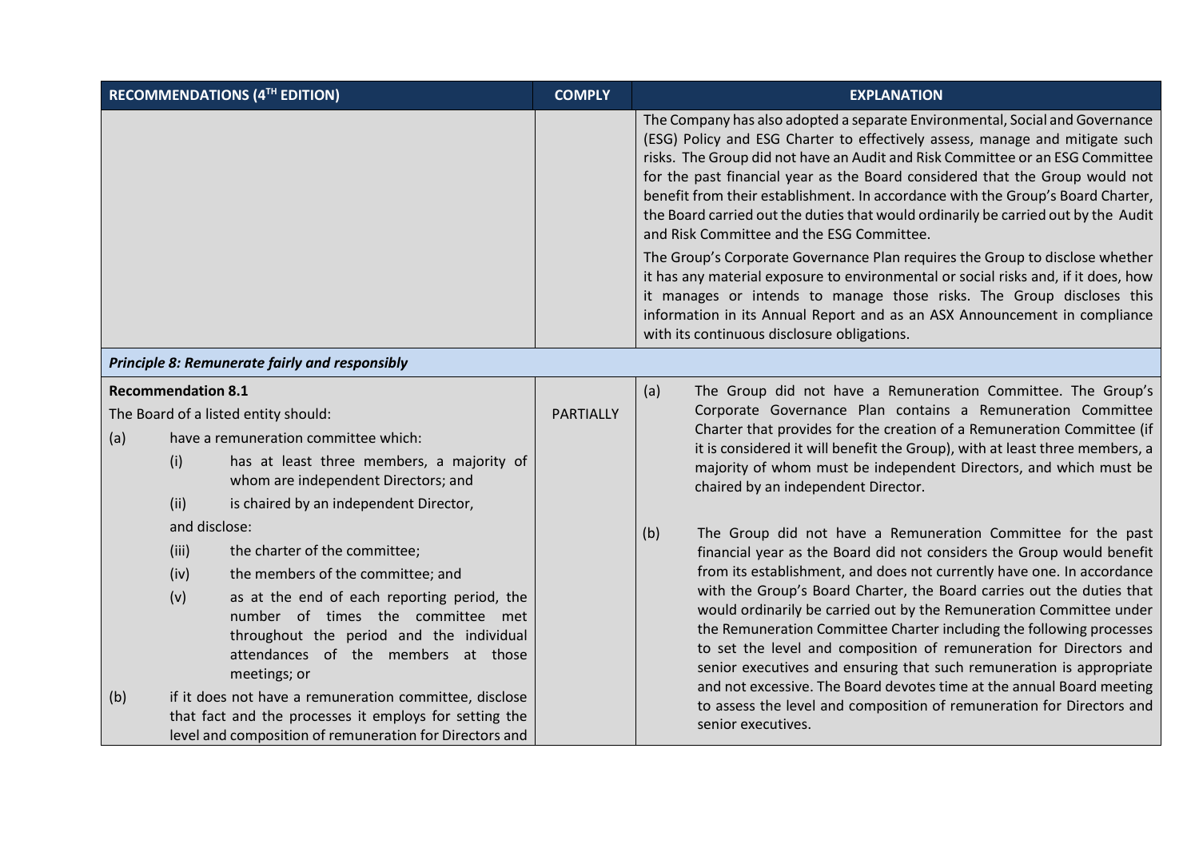| RECOMMENDATIONS (4TH EDITION) | COMPLY | EXPLANATION |
|---|---|---|
| | | The Company has also adopted a separate Environmental, Social and Governance (ESG) Policy and ESG Charter to effectively assess, manage and mitigate such risks. The Group did not have an Audit and Risk Committee or an ESG Committee for the past financial year as the Board considered that the Group would not benefit from their establishment. In accordance with the Group's Board Charter, the Board carried out the duties that would ordinarily be carried out by the Audit and Risk Committee and the ESG Committee.<br><br>The Group's Corporate Governance Plan requires the Group to disclose whether it has any material exposure to environmental or social risks and, if it does, how it manages or intends to manage those risks. The Group discloses this information in its Annual Report and as an ASX Announcement in compliance with its continuous disclosure obligations. |
| ***Principle 8: Remunerate fairly and responsibly*** | | |
| **Recommendation 8.1**<br><br>The Board of a listed entity should:<br><br>(a) have a remuneration committee which:<br>(i) has at least three members, a majority of whom are independent Directors; and<br>(ii) is chaired by an independent Director,<br>and disclose:<br>(iii) the charter of the committee;<br>(iv) the members of the committee; and<br>(v) as at the end of each reporting period, the number of times the committee met throughout the period and the individual attendances of the members at those meetings; or<br><br>(b) if it does not have a remuneration committee, disclose that fact and the processes it employs for setting the level and composition of remuneration for Directors and | PARTIALLY | (a) The Group did not have a Remuneration Committee. The Group's Corporate Governance Plan contains a Remuneration Committee Charter that provides for the creation of a Remuneration Committee (if it is considered it will benefit the Group), with at least three members, a majority of whom must be independent Directors, and which must be chaired by an independent Director.<br><br>(b) The Group did not have a Remuneration Committee for the past financial year as the Board did not considers the Group would benefit from its establishment, and does not currently have one. In accordance with the Group's Board Charter, the Board carries out the duties that would ordinarily be carried out by the Remuneration Committee under the Remuneration Committee Charter including the following processes to set the level and composition of remuneration for Directors and senior executives and ensuring that such remuneration is appropriate and not excessive. The Board devotes time at the annual Board meeting to assess the level and composition of remuneration for Directors and senior executives. |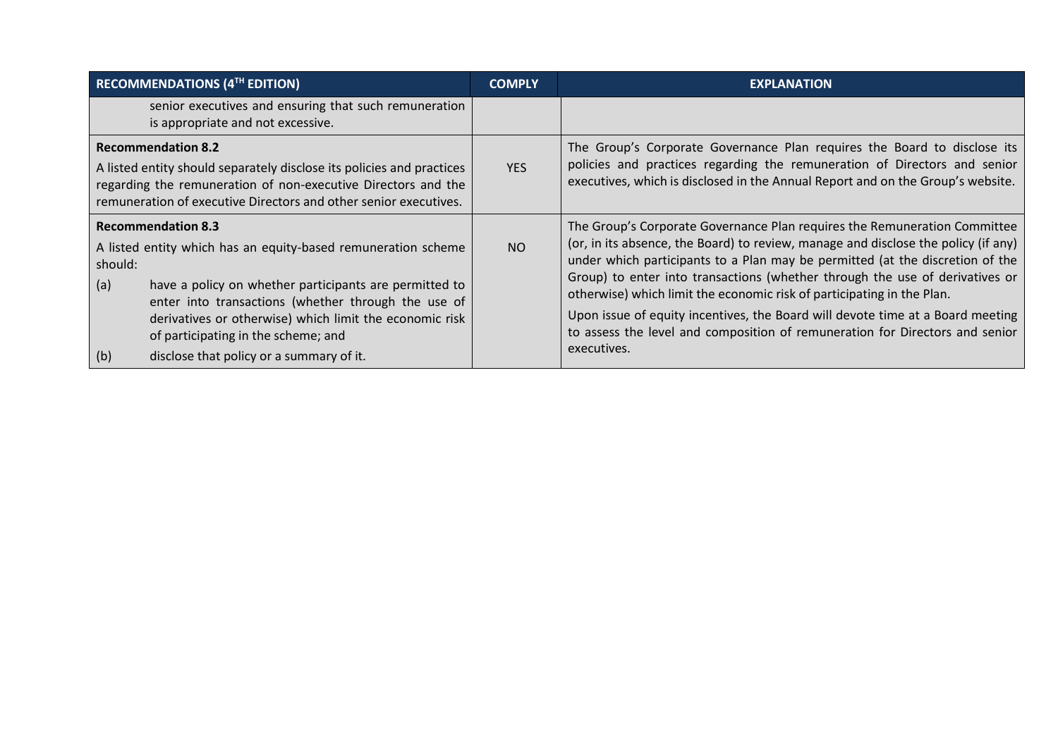| RECOMMENDATIONS (4TH EDITION) | COMPLY | EXPLANATION |
|---|---|---|
| senior executives and ensuring that such remuneration is appropriate and not excessive. | | |
| **Recommendation 8.2**<br>A listed entity should separately disclose its policies and practices regarding the remuneration of non-executive Directors and the remuneration of executive Directors and other senior executives. | YES | The Group's Corporate Governance Plan requires the Board to disclose its policies and practices regarding the remuneration of Directors and senior executives, which is disclosed in the Annual Report and on the Group's website. |
| **Recommendation 8.3**<br>A listed entity which has an equity-based remuneration scheme should:<br>(a) have a policy on whether participants are permitted to enter into transactions (whether through the use of derivatives or otherwise) which limit the economic risk of participating in the scheme; and<br>(b) disclose that policy or a summary of it. | NO | The Group's Corporate Governance Plan requires the Remuneration Committee (or, in its absence, the Board) to review, manage and disclose the policy (if any) under which participants to a Plan may be permitted (at the discretion of the Group) to enter into transactions (whether through the use of derivatives or otherwise) which limit the economic risk of participating in the Plan.<br>Upon issue of equity incentives, the Board will devote time at a Board meeting to assess the level and composition of remuneration for Directors and senior executives. |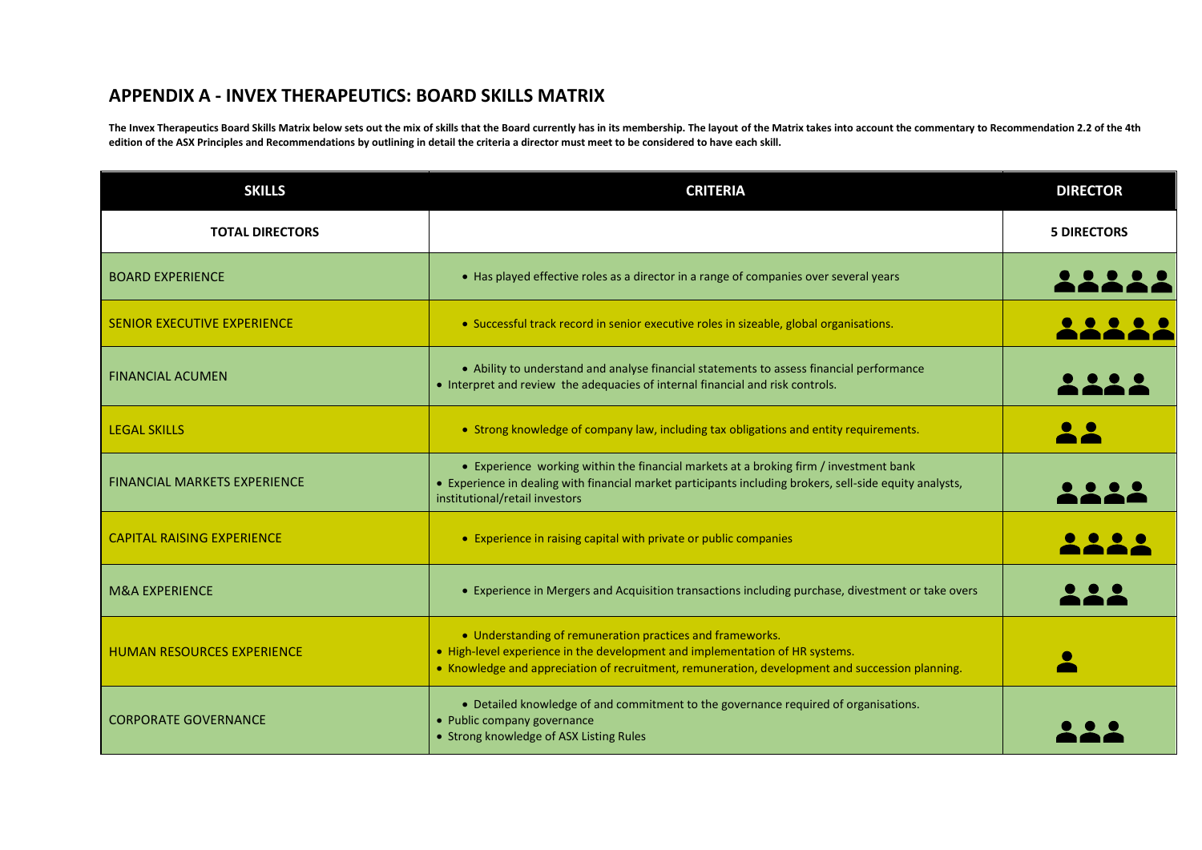## APPENDIX A - INVEX THERAPEUTICS: BOARD SKILLS MATRIX

**The Invex Therapeutics Board Skills Matrix below sets out the mix of skills that the Board currently has in its membership. The layout of the Matrix takes into account the commentary to Recommendation 2.2 of the 4th edition of the ASX Principles and Recommendations by outlining in detail the criteria a director must meet to be considered to have each skill.**

| SKILLS | CRITERIA | DIRECTOR |
|---|---|---|
| **TOTAL DIRECTORS** | | **5 DIRECTORS** |
| BOARD EXPERIENCE | • Has played effective roles as a director in a range of companies over several years | 5 |
| SENIOR EXECUTIVE EXPERIENCE | • Successful track record in senior executive roles in sizeable, global organisations. | 5 |
| FINANCIAL ACUMEN | • Ability to understand and analyse financial statements to assess financial performance<br>• Interpret and review the adequacies of internal financial and risk controls. | 4 |
| LEGAL SKILLS | • Strong knowledge of company law, including tax obligations and entity requirements. | 2 |
| FINANCIAL MARKETS EXPERIENCE | • Experience working within the financial markets at a broking firm / investment bank<br>• Experience in dealing with financial market participants including brokers, sell-side equity analysts, institutional/retail investors | 4 |
| CAPITAL RAISING EXPERIENCE | • Experience in raising capital with private or public companies | 4 |
| M&A EXPERIENCE | • Experience in Mergers and Acquisition transactions including purchase, divestment or take overs | 3 |
| HUMAN RESOURCES EXPERIENCE | • Understanding of remuneration practices and frameworks.<br>• High-level experience in the development and implementation of HR systems.<br>• Knowledge and appreciation of recruitment, remuneration, development and succession planning. | 1 |
| CORPORATE GOVERNANCE | • Detailed knowledge of and commitment to the governance required of organisations.<br>• Public company governance<br>• Strong knowledge of ASX Listing Rules | 3 |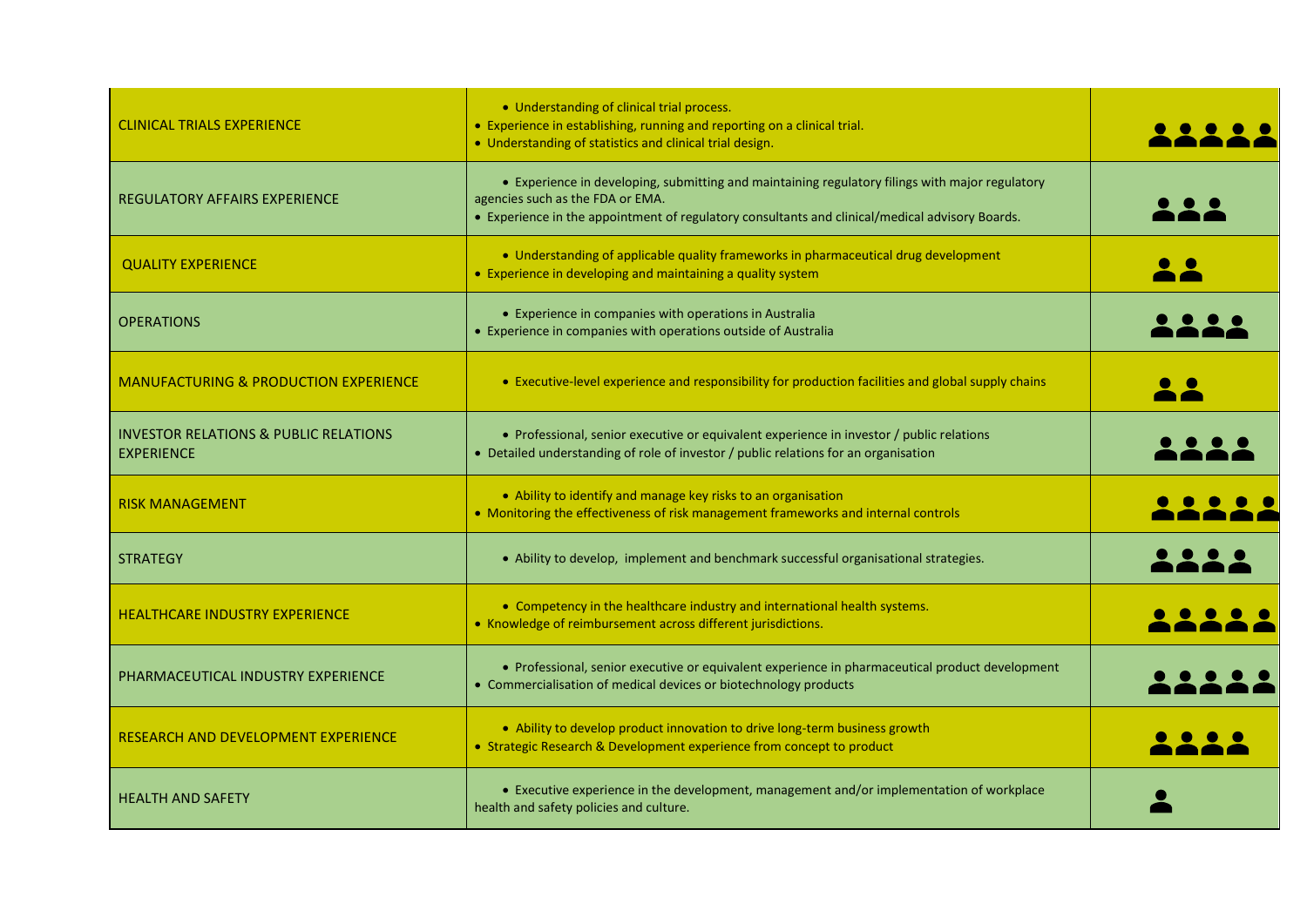| | | |
|---|---|---|
| CLINICAL TRIALS EXPERIENCE | • Understanding of clinical trial process.<br>• Experience in establishing, running and reporting on a clinical trial.<br>• Understanding of statistics and clinical trial design. | 5 |
| REGULATORY AFFAIRS EXPERIENCE | • Experience in developing, submitting and maintaining regulatory filings with major regulatory agencies such as the FDA or EMA.<br>• Experience in the appointment of regulatory consultants and clinical/medical advisory Boards. | 3 |
| QUALITY EXPERIENCE | • Understanding of applicable quality frameworks in pharmaceutical drug development<br>• Experience in developing and maintaining a quality system | 2 |
| OPERATIONS | • Experience in companies with operations in Australia<br>• Experience in companies with operations outside of Australia | 4 |
| MANUFACTURING & PRODUCTION EXPERIENCE | • Executive-level experience and responsibility for production facilities and global supply chains | 2 |
| INVESTOR RELATIONS & PUBLIC RELATIONS EXPERIENCE | • Professional, senior executive or equivalent experience in investor / public relations<br>• Detailed understanding of role of investor / public relations for an organisation | 4 |
| RISK MANAGEMENT | • Ability to identify and manage key risks to an organisation<br>• Monitoring the effectiveness of risk management frameworks and internal controls | 5 |
| STRATEGY | • Ability to develop, implement and benchmark successful organisational strategies. | 4 |
| HEALTHCARE INDUSTRY EXPERIENCE | • Competency in the healthcare industry and international health systems.<br>• Knowledge of reimbursement across different jurisdictions. | 5 |
| PHARMACEUTICAL INDUSTRY EXPERIENCE | • Professional, senior executive or equivalent experience in pharmaceutical product development<br>• Commercialisation of medical devices or biotechnology products | 5 |
| RESEARCH AND DEVELOPMENT EXPERIENCE | • Ability to develop product innovation to drive long-term business growth<br>• Strategic Research & Development experience from concept to product | 4 |
| HEALTH AND SAFETY | • Executive experience in the development, management and/or implementation of workplace health and safety policies and culture. | 1 |